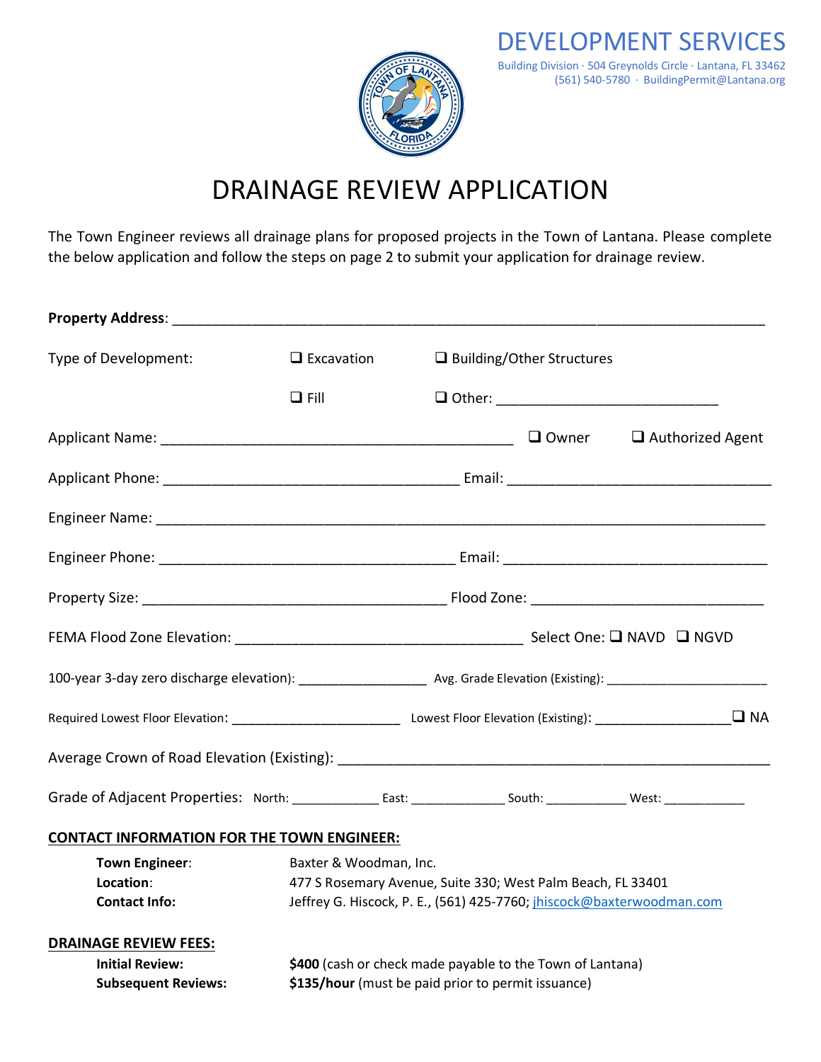DEVELOPMENT SERVICES

Building Division · 504 Greynolds Circle · Lantana, FL 33462
(561) 540-5780 · BuildingPermit@Lantana.org

# DRAINAGE REVIEW APPLICATION

The Town Engineer reviews all drainage plans for proposed projects in the Town of Lantana. Please complete the below application and follow the steps on page 2 to submit your application for drainage review.

**Property Address**: ______________________________________________________________________

Type of Development: ❑ Excavation ❑ Building/Other Structures

❑ Fill ❑ Other: ___________________________

Applicant Name: _________________________________________ ❑ Owner ❑ Authorized Agent

Applicant Phone: ____________________________________ Email: _________________________________

Engineer Name: ______________________________________________________________________

Engineer Phone: ____________________________________ Email: _________________________________

Property Size: ____________________________________ Flood Zone: ____________________________

FEMA Flood Zone Elevation: ____________________________________ Select One: ❑ NAVD ❑ NGVD

100-year 3-day zero discharge elevation): _________________ Avg. Grade Elevation (Existing): ______________________

Required Lowest Floor Elevation: ______________________ Lowest Floor Elevation (Existing): __________________❑ NA

Average Crown of Road Elevation (Existing): ___________________________________________________

Grade of Adjacent Properties: North: ____________ East: _____________ South: ___________ West: ___________

**CONTACT INFORMATION FOR THE TOWN ENGINEER:**

**Town Engineer**: Baxter & Woodman, Inc.
**Location**: 477 S Rosemary Avenue, Suite 330; West Palm Beach, FL 33401
**Contact Info:** Jeffrey G. Hiscock, P. E., (561) 425-7760; jhiscock@baxterwoodman.com

**DRAINAGE REVIEW FEES:**

**Initial Review:** **$400** (cash or check made payable to the Town of Lantana)
**Subsequent Reviews:** **$135/hour** (must be paid prior to permit issuance)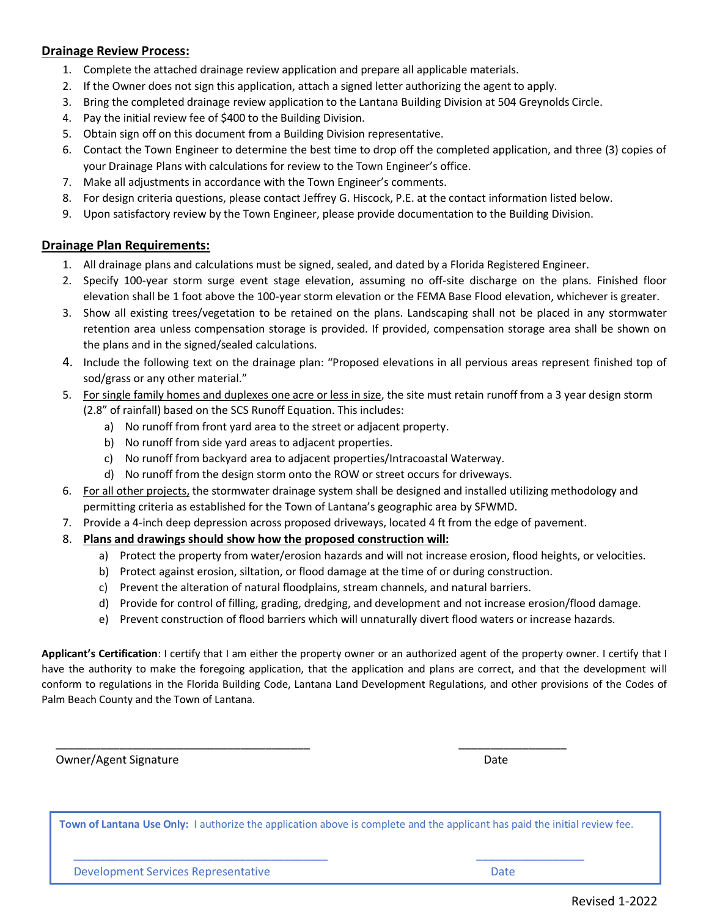## Drainage Review Process:

1. Complete the attached drainage review application and prepare all applicable materials.
2. If the Owner does not sign this application, attach a signed letter authorizing the agent to apply.
3. Bring the completed drainage review application to the Lantana Building Division at 504 Greynolds Circle.
4. Pay the initial review fee of $400 to the Building Division.
5. Obtain sign off on this document from a Building Division representative.
6. Contact the Town Engineer to determine the best time to drop off the completed application, and three (3) copies of your Drainage Plans with calculations for review to the Town Engineer's office.
7. Make all adjustments in accordance with the Town Engineer's comments.
8. For design criteria questions, please contact Jeffrey G. Hiscock, P.E. at the contact information listed below.
9. Upon satisfactory review by the Town Engineer, please provide documentation to the Building Division.

## Drainage Plan Requirements:

1. All drainage plans and calculations must be signed, sealed, and dated by a Florida Registered Engineer.
2. Specify 100-year storm surge event stage elevation, assuming no off-site discharge on the plans. Finished floor elevation shall be 1 foot above the 100-year storm elevation or the FEMA Base Flood elevation, whichever is greater.
3. Show all existing trees/vegetation to be retained on the plans. Landscaping shall not be placed in any stormwater retention area unless compensation storage is provided. If provided, compensation storage area shall be shown on the plans and in the signed/sealed calculations.
4. Include the following text on the drainage plan: "Proposed elevations in all pervious areas represent finished top of sod/grass or any other material."
5. <u>For single family homes and duplexes one acre or less in size</u>, the site must retain runoff from a 3 year design storm (2.8" of rainfall) based on the SCS Runoff Equation. This includes:
   a) No runoff from front yard area to the street or adjacent property.
   b) No runoff from side yard areas to adjacent properties.
   c) No runoff from backyard area to adjacent properties/Intracoastal Waterway.
   d) No runoff from the design storm onto the ROW or street occurs for driveways.
6. <u>For all other projects,</u> the stormwater drainage system shall be designed and installed utilizing methodology and permitting criteria as established for the Town of Lantana's geographic area by SFWMD.
7. Provide a 4-inch deep depression across proposed driveways, located 4 ft from the edge of pavement.
8. **<u>Plans and drawings should show how the proposed construction will:</u>**
   a) Protect the property from water/erosion hazards and will not increase erosion, flood heights, or velocities.
   b) Protect against erosion, siltation, or flood damage at the time of or during construction.
   c) Prevent the alteration of natural floodplains, stream channels, and natural barriers.
   d) Provide for control of filling, grading, dredging, and development and not increase erosion/flood damage.
   e) Prevent construction of flood barriers which will unnaturally divert flood waters or increase hazards.

**Applicant's Certification**: I certify that I am either the property owner or an authorized agent of the property owner. I certify that I have the authority to make the foregoing application, that the application and plans are correct, and that the development will conform to regulations in the Florida Building Code, Lantana Land Development Regulations, and other provisions of the Codes of Palm Beach County and the Town of Lantana.

\_\_\_\_\_\_\_\_\_\_\_\_\_\_\_\_\_\_\_\_\_\_\_\_\_\_\_\_\_\_\_\_\_\_\_\_\_\_\_\_ \_\_\_\_\_\_\_\_\_\_\_\_\_\_\_\_\_\_

Owner/Agent Signature Date

**Town of Lantana Use Only:** I authorize the application above is complete and the applicant has paid the initial review fee.

\_\_\_\_\_\_\_\_\_\_\_\_\_\_\_\_\_\_\_\_\_\_\_\_\_\_\_\_\_\_\_\_\_\_\_\_\_\_\_\_ \_\_\_\_\_\_\_\_\_\_\_\_\_\_\_\_\_\_

Development Services Representative Date

Revised 1-2022